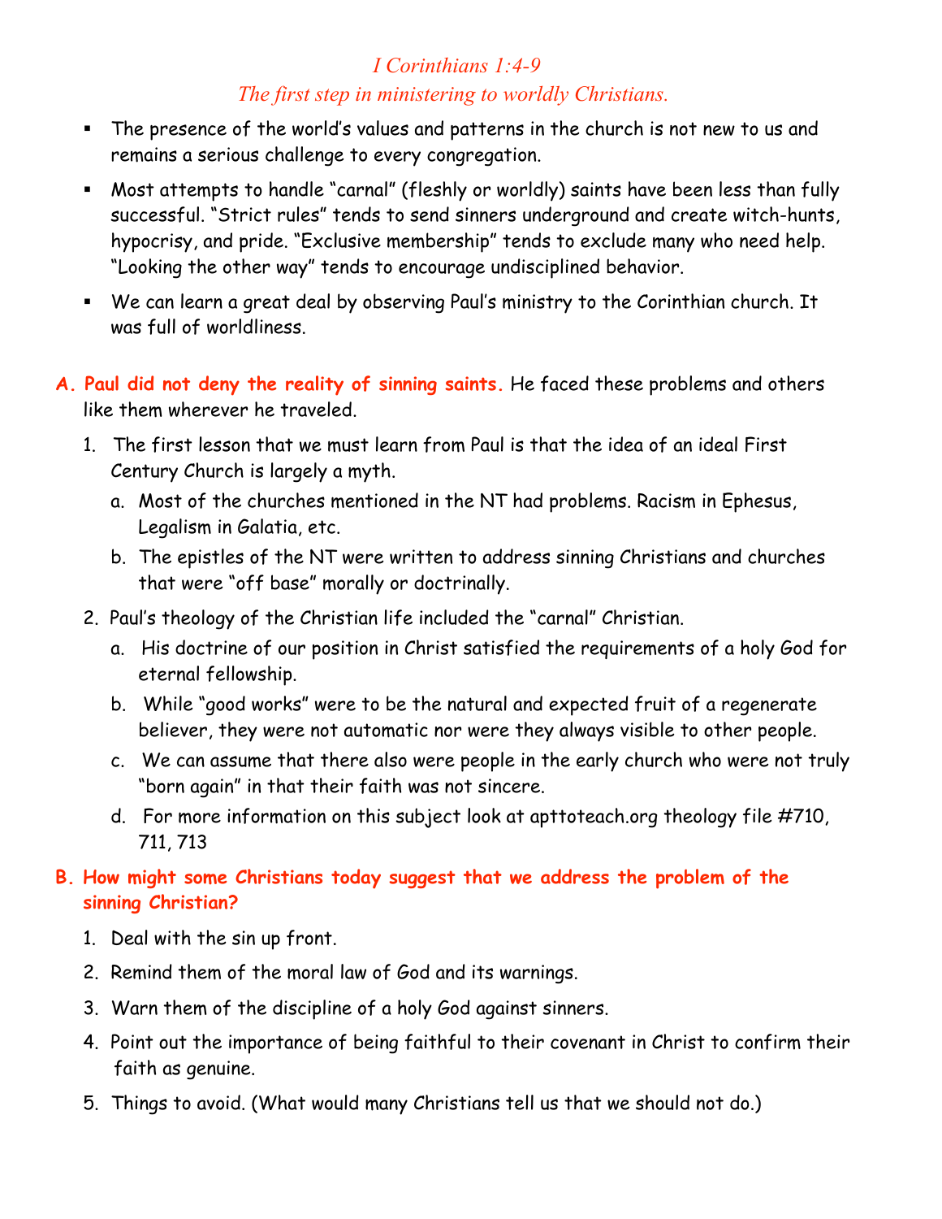# *I Corinthians 1:4-9*

## *The first step in ministering to worldly Christians.*

- The presence of the world's values and patterns in the church is not new to us and remains a serious challenge to every congregation.
- Most attempts to handle "carnal" (fleshly or worldly) saints have been less than fully successful. "Strict rules" tends to send sinners underground and create witch-hunts, hypocrisy, and pride. "Exclusive membership" tends to exclude many who need help. "Looking the other way" tends to encourage undisciplined behavior.
- We can learn a great deal by observing Paul's ministry to the Corinthian church. It was full of worldliness.

**A. Paul did not deny the reality of sinning saints.** He faced these problems and others like them wherever he traveled.

1. The first lesson that we must learn from Paul is that the idea of an ideal First Century Church is largely a myth.
   a. Most of the churches mentioned in the NT had problems. Racism in Ephesus, Legalism in Galatia, etc.
   b. The epistles of the NT were written to address sinning Christians and churches that were "off base" morally or doctrinally.
2. Paul's theology of the Christian life included the "carnal" Christian.
   a. His doctrine of our position in Christ satisfied the requirements of a holy God for eternal fellowship.
   b. While "good works" were to be the natural and expected fruit of a regenerate believer, they were not automatic nor were they always visible to other people.
   c. We can assume that there also were people in the early church who were not truly "born again" in that their faith was not sincere.
   d. For more information on this subject look at apttoteach.org theology file #710, 711, 713

**B. How might some Christians today suggest that we address the problem of the sinning Christian?**

1. Deal with the sin up front.
2. Remind them of the moral law of God and its warnings.
3. Warn them of the discipline of a holy God against sinners.
4. Point out the importance of being faithful to their covenant in Christ to confirm their faith as genuine.
5. Things to avoid. (What would many Christians tell us that we should not do.)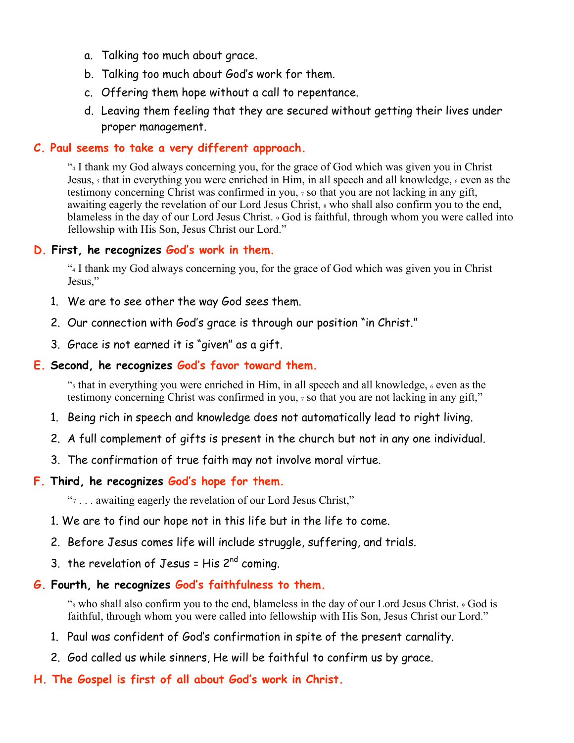a. Talking too much about grace.

b. Talking too much about God's work for them.

c. Offering them hope without a call to repentance.

d. Leaving them feeling that they are secured without getting their lives under proper management.

## C. Paul seems to take a very different approach.

> "4 I thank my God always concerning you, for the grace of God which was given you in Christ Jesus, 5 that in everything you were enriched in Him, in all speech and all knowledge, 6 even as the testimony concerning Christ was confirmed in you, 7 so that you are not lacking in any gift, awaiting eagerly the revelation of our Lord Jesus Christ, 8 who shall also confirm you to the end, blameless in the day of our Lord Jesus Christ. 9 God is faithful, through whom you were called into fellowship with His Son, Jesus Christ our Lord."

## D. First, he recognizes God's work in them.

> "4 I thank my God always concerning you, for the grace of God which was given you in Christ Jesus,"

1. We are to see other the way God sees them.
2. Our connection with God's grace is through our position "in Christ."
3. Grace is not earned it is "given" as a gift.

## E. Second, he recognizes God's favor toward them.

> "5 that in everything you were enriched in Him, in all speech and all knowledge, 6 even as the testimony concerning Christ was confirmed in you, 7 so that you are not lacking in any gift,"

1. Being rich in speech and knowledge does not automatically lead to right living.
2. A full complement of gifts is present in the church but not in any one individual.
3. The confirmation of true faith may not involve moral virtue.

## F. Third, he recognizes God's hope for them.

> "7 . . . awaiting eagerly the revelation of our Lord Jesus Christ,"

1. We are to find our hope not in this life but in the life to come.
2. Before Jesus comes life will include struggle, suffering, and trials.
3. the revelation of Jesus = His 2nd coming.

## G. Fourth, he recognizes God's faithfulness to them.

> "8 who shall also confirm you to the end, blameless in the day of our Lord Jesus Christ. 9 God is faithful, through whom you were called into fellowship with His Son, Jesus Christ our Lord."

1. Paul was confident of God's confirmation in spite of the present carnality.
2. God called us while sinners, He will be faithful to confirm us by grace.

## H. The Gospel is first of all about God's work in Christ.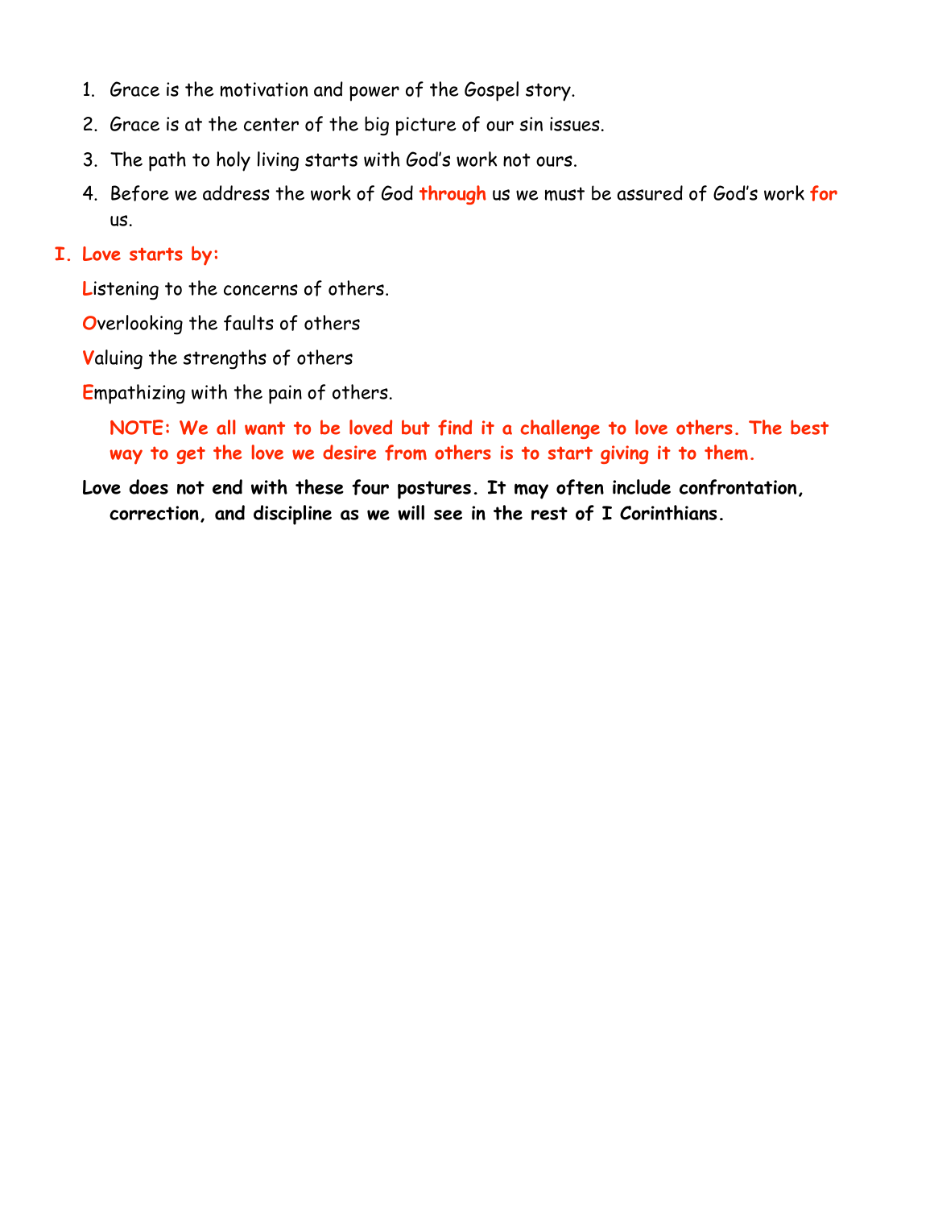1. Grace is the motivation and power of the Gospel story.
2. Grace is at the center of the big picture of our sin issues.
3. The path to holy living starts with God's work not ours.
4. Before we address the work of God **through** us we must be assured of God's work **for** us.

## I. Love starts by:

**L**istening to the concerns of others.

**O**verlooking the faults of others

**V**aluing the strengths of others

**E**mpathizing with the pain of others.

> **NOTE: We all want to be loved but find it a challenge to love others. The best way to get the love we desire from others is to start giving it to them.**

**Love does not end with these four postures. It may often include confrontation, correction, and discipline as we will see in the rest of I Corinthians.**